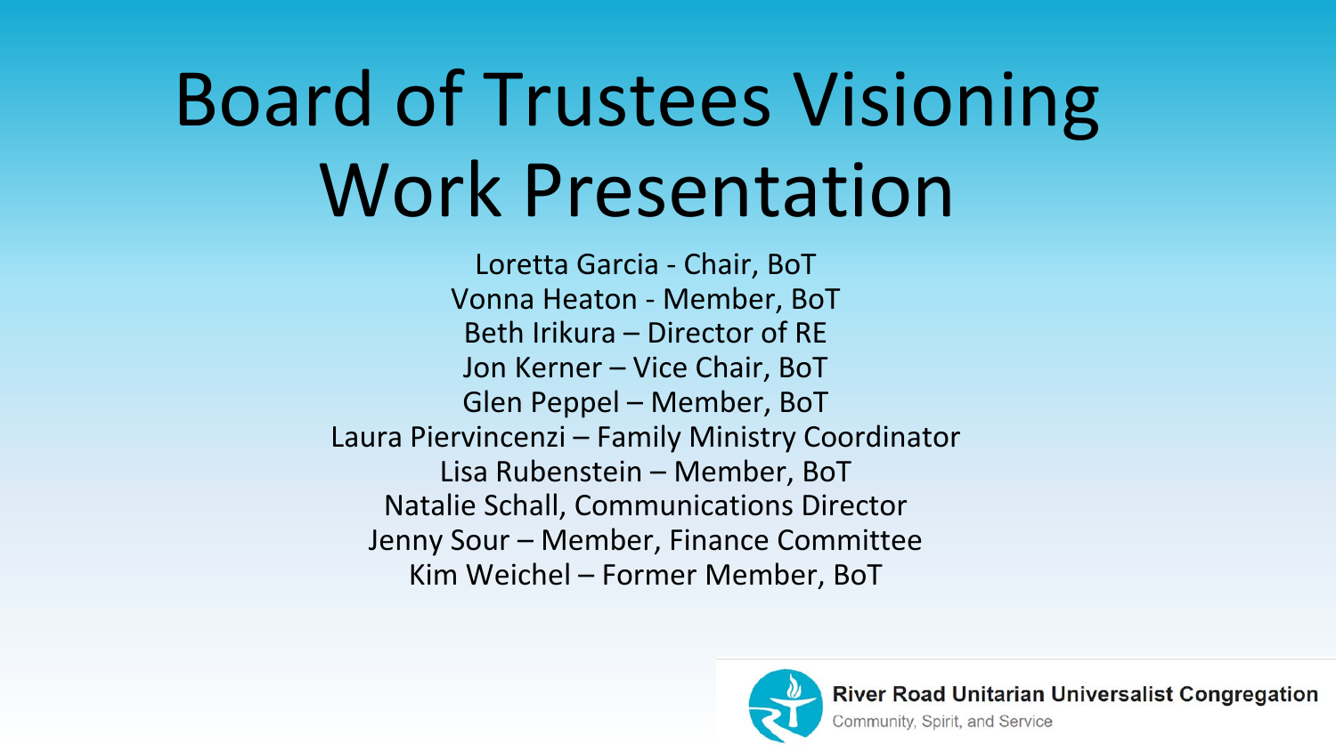# Board of Trustees Visioning Work Presentation

Loretta Garcia - Chair, BoT
Vonna Heaton - Member, BoT
Beth Irikura – Director of RE
Jon Kerner – Vice Chair, BoT
Glen Peppel – Member, BoT
Laura Piervincenzi – Family Ministry Coordinator
Lisa Rubenstein – Member, BoT
Natalie Schall, Communications Director
Jenny Sour – Member, Finance Committee
Kim Weichel – Former Member, BoT

**River Road Unitarian Universalist Congregation**
Community, Spirit, and Service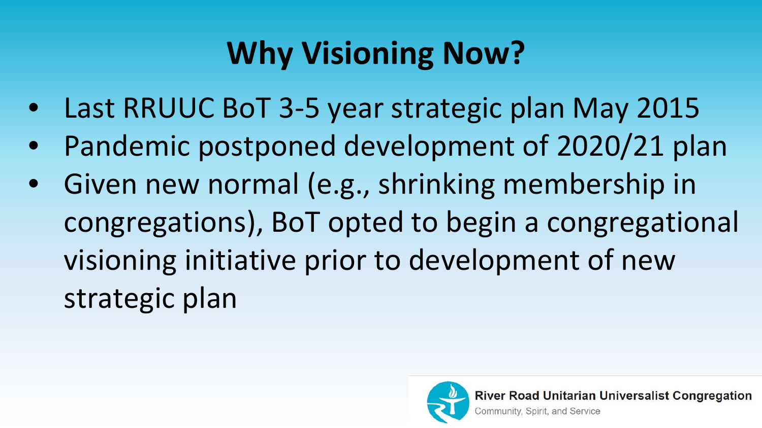# Why Visioning Now?

- Last RRUUC BoT 3-5 year strategic plan May 2015
- Pandemic postponed development of 2020/21 plan
- Given new normal (e.g., shrinking membership in congregations), BoT opted to begin a congregational visioning initiative prior to development of new strategic plan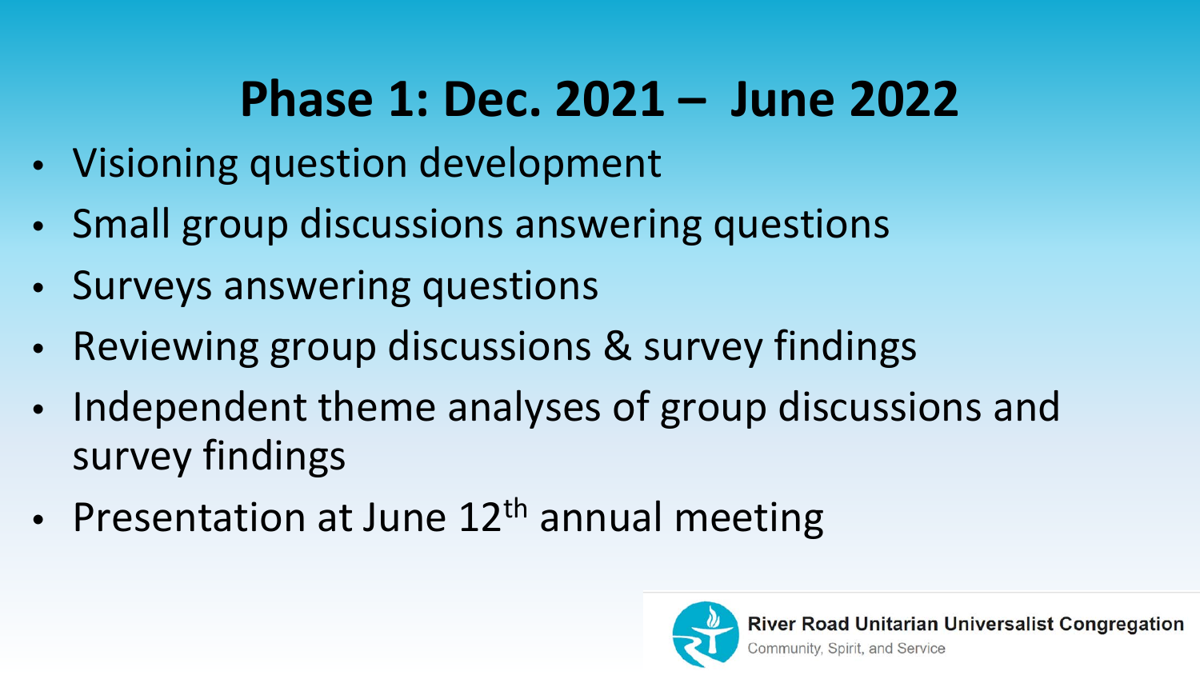# Phase 1: Dec. 2021 – June 2022

- Visioning question development
- Small group discussions answering questions
- Surveys answering questions
- Reviewing group discussions & survey findings
- Independent theme analyses of group discussions and survey findings
- Presentation at June 12th annual meeting

River Road Unitarian Universalist Congregation
Community, Spirit, and Service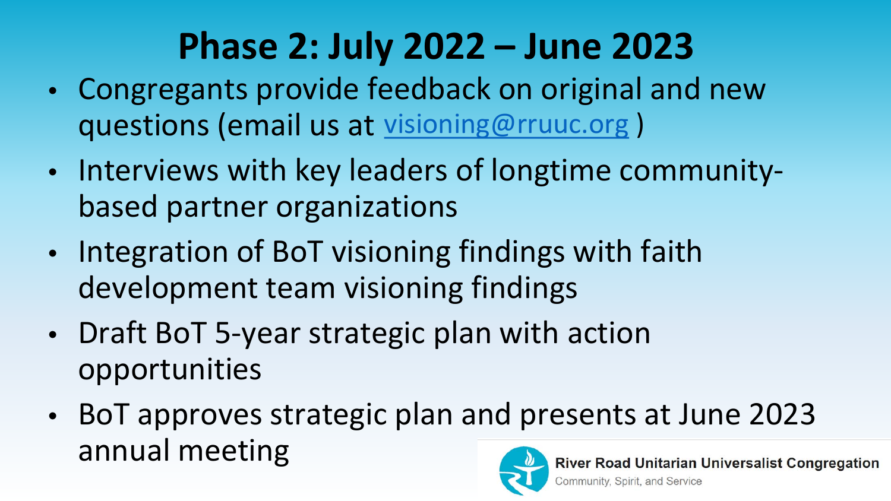# Phase 2: July 2022 – June 2023

- Congregants provide feedback on original and new questions (email us at visioning@rruuc.org )
- Interviews with key leaders of longtime community-based partner organizations
- Integration of BoT visioning findings with faith development team visioning findings
- Draft BoT 5-year strategic plan with action opportunities
- BoT approves strategic plan and presents at June 2023 annual meeting

River Road Unitarian Universalist Congregation
Community, Spirit, and Service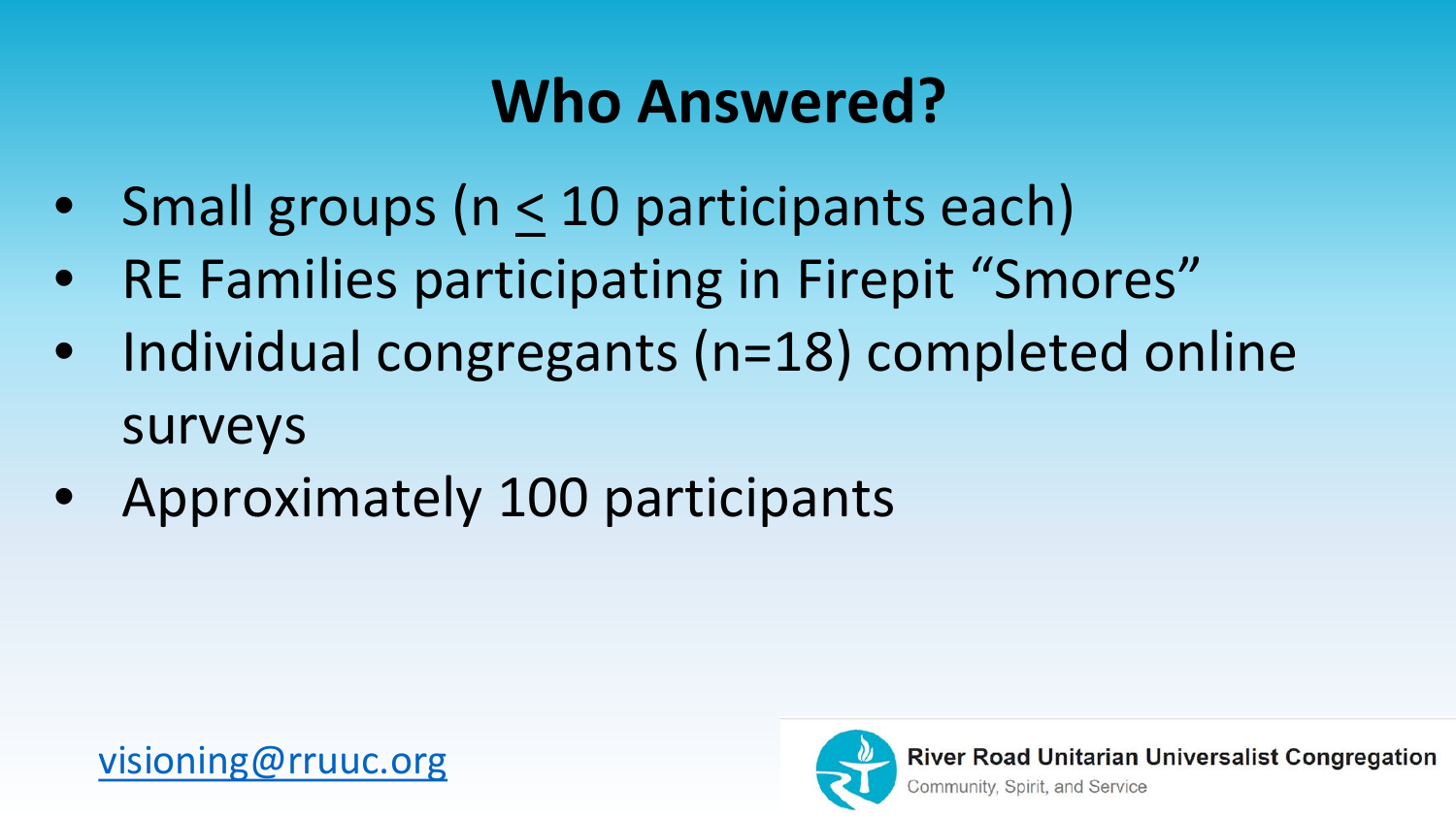# Who Answered?

- Small groups ($n \leq 10$ participants each)
- RE Families participating in Firepit "Smores"
- Individual congregants ($n=18$) completed online surveys
- Approximately 100 participants

visioning@rruuc.org

River Road Unitarian Universalist Congregation

Community, Spirit, and Service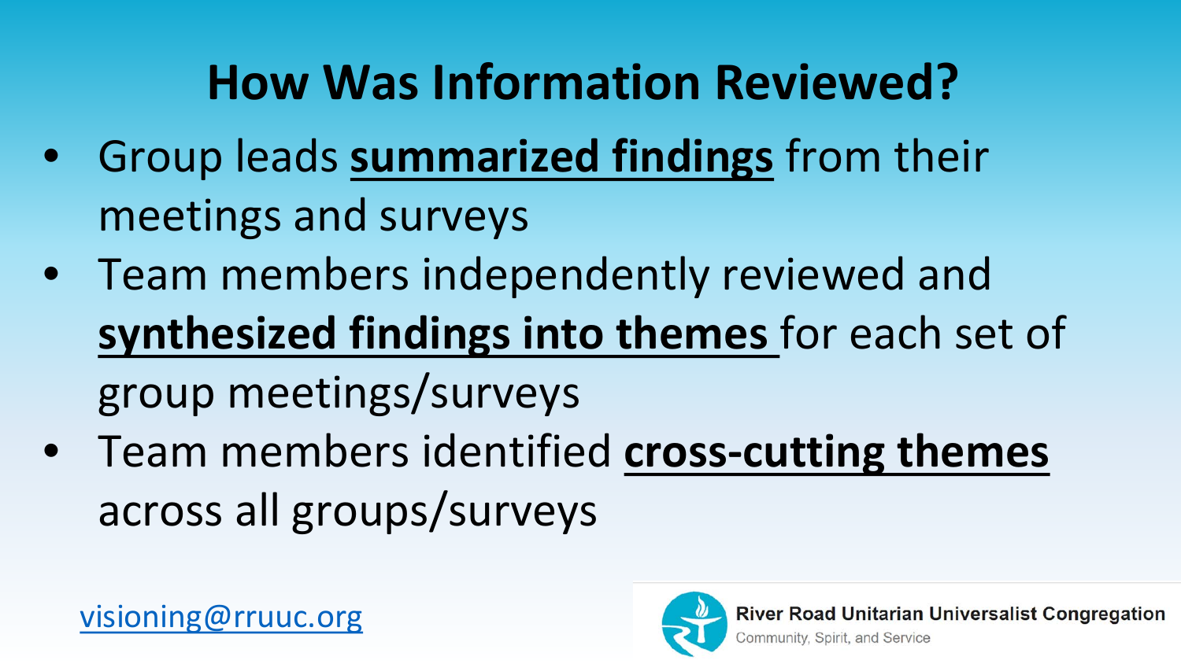# How Was Information Reviewed?

- Group leads **summarized findings** from their meetings and surveys
- Team members independently reviewed and **synthesized findings into themes** for each set of group meetings/surveys
- Team members identified **cross-cutting themes** across all groups/surveys

visioning@rruuc.org

River Road Unitarian Universalist Congregation
Community, Spirit, and Service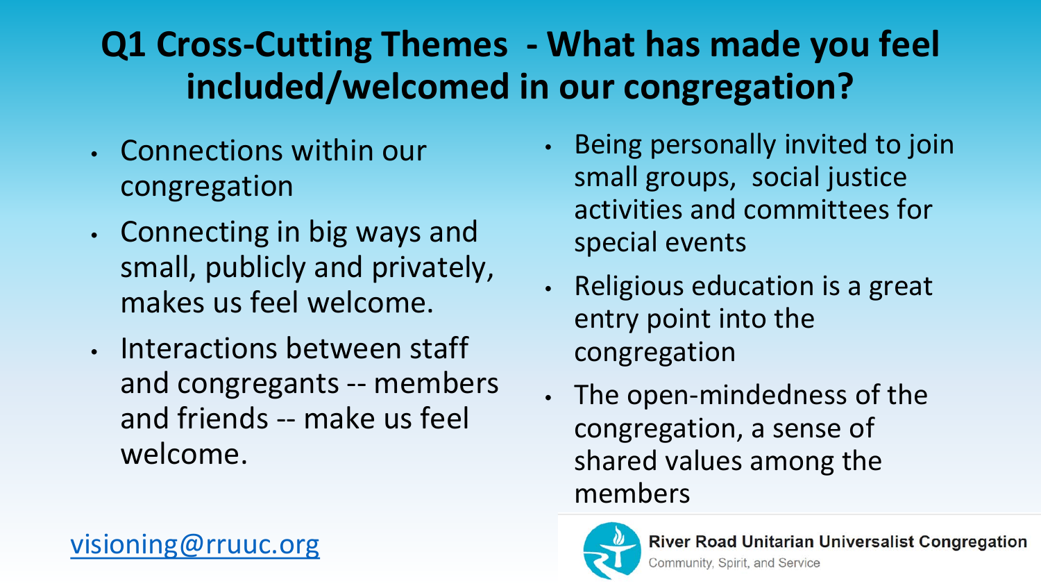# Q1 Cross-Cutting Themes - What has made you feel included/welcomed in our congregation?

- Connections within our congregation
- Connecting in big ways and small, publicly and privately, makes us feel welcome.
- Interactions between staff and congregants -- members and friends -- make us feel welcome.
- Being personally invited to join small groups, social justice activities and committees for special events
- Religious education is a great entry point into the congregation
- The open-mindedness of the congregation, a sense of shared values among the members

visioning@rruuc.org

River Road Unitarian Universalist Congregation
Community, Spirit, and Service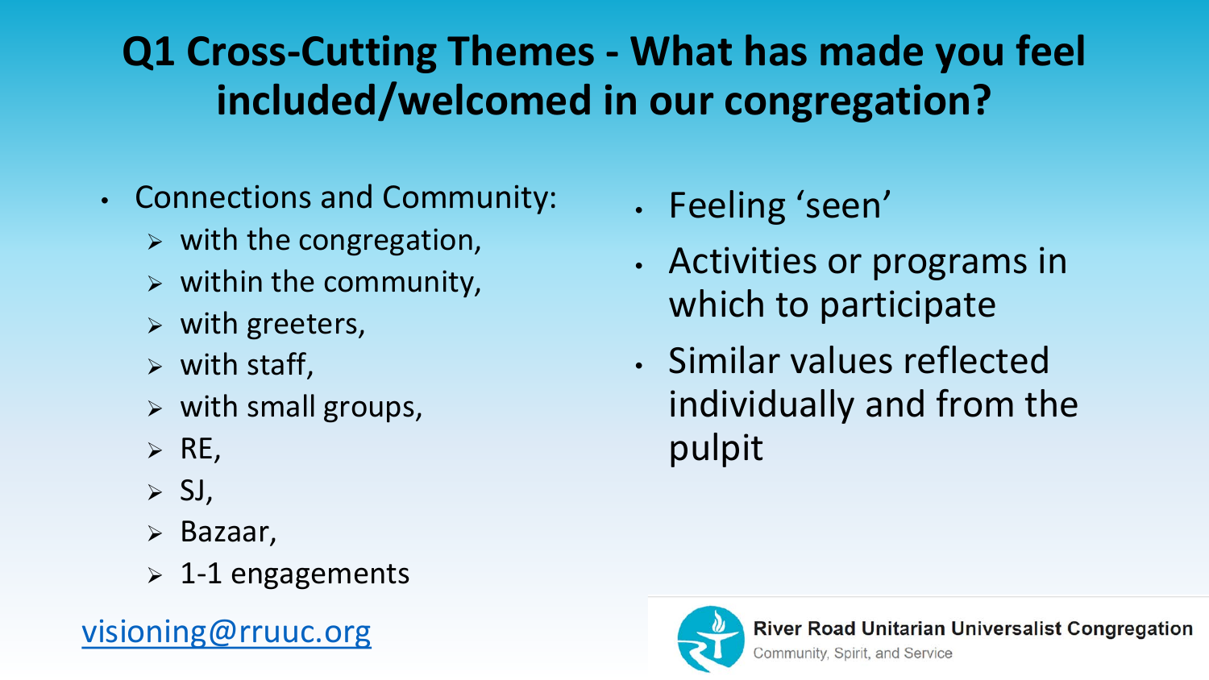# Q1 Cross-Cutting Themes - What has made you feel included/welcomed in our congregation?

- Connections and Community:
  - with the congregation,
  - within the community,
  - with greeters,
  - with staff,
  - with small groups,
  - RE,
  - SJ,
  - Bazaar,
  - 1-1 engagements
- Feeling 'seen'
- Activities or programs in which to participate
- Similar values reflected individually and from the pulpit

visioning@rruuc.org

River Road Unitarian Universalist Congregation
Community, Spirit, and Service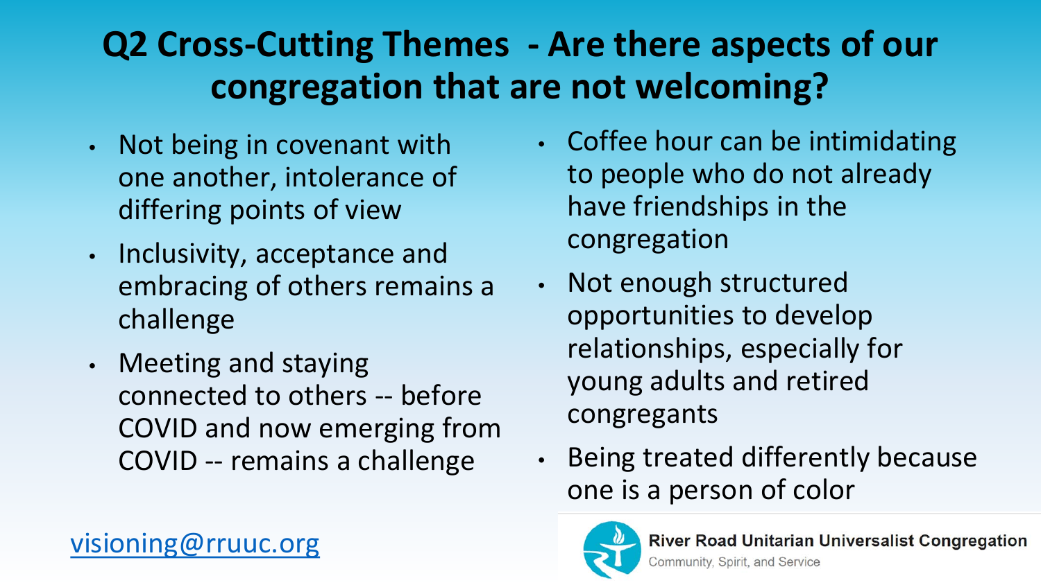# Q2 Cross-Cutting Themes - Are there aspects of our congregation that are not welcoming?

- Not being in covenant with one another, intolerance of differing points of view
- Inclusivity, acceptance and embracing of others remains a challenge
- Meeting and staying connected to others -- before COVID and now emerging from COVID -- remains a challenge
- Coffee hour can be intimidating to people who do not already have friendships in the congregation
- Not enough structured opportunities to develop relationships, especially for young adults and retired congregants
- Being treated differently because one is a person of color

visioning@rruuc.org

River Road Unitarian Universalist Congregation
Community, Spirit, and Service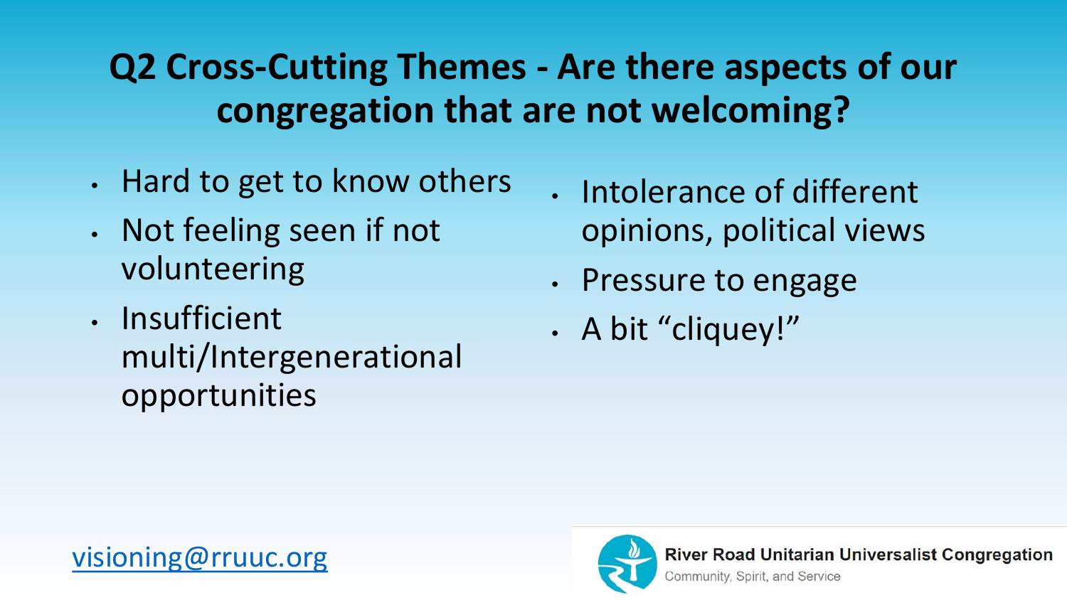# Q2 Cross-Cutting Themes - Are there aspects of our congregation that are not welcoming?

- Hard to get to know others
- Not feeling seen if not volunteering
- Insufficient multi/Intergenerational opportunities
- Intolerance of different opinions, political views
- Pressure to engage
- A bit "cliquey!"

visioning@rruuc.org

**River Road Unitarian Universalist Congregation**
Community, Spirit, and Service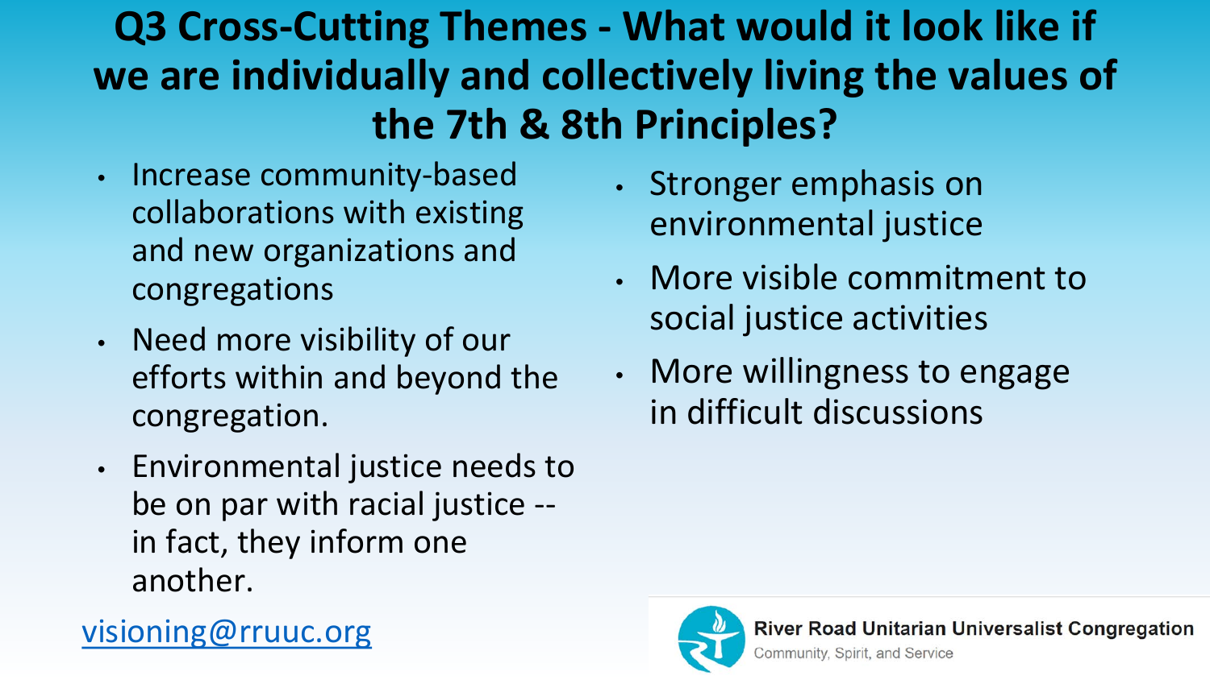# Q3 Cross-Cutting Themes - What would it look like if we are individually and collectively living the values of the 7th & 8th Principles?

- Increase community-based collaborations with existing and new organizations and congregations
- Need more visibility of our efforts within and beyond the congregation.
- Environmental justice needs to be on par with racial justice -- in fact, they inform one another.
- Stronger emphasis on environmental justice
- More visible commitment to social justice activities
- More willingness to engage in difficult discussions

visioning@rruuc.org

River Road Unitarian Universalist Congregation
Community, Spirit, and Service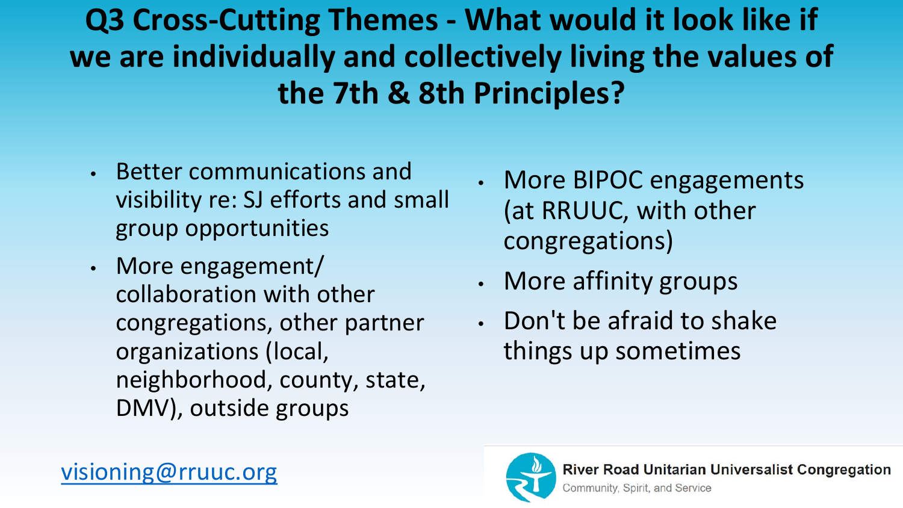# Q3 Cross-Cutting Themes - What would it look like if we are individually and collectively living the values of the 7th & 8th Principles?

- Better communications and visibility re: SJ efforts and small group opportunities
- More engagement/ collaboration with other congregations, other partner organizations (local, neighborhood, county, state, DMV), outside groups
- More BIPOC engagements (at RRUUC, with other congregations)
- More affinity groups
- Don't be afraid to shake things up sometimes

visioning@rruuc.org

River Road Unitarian Universalist Congregation
Community, Spirit, and Service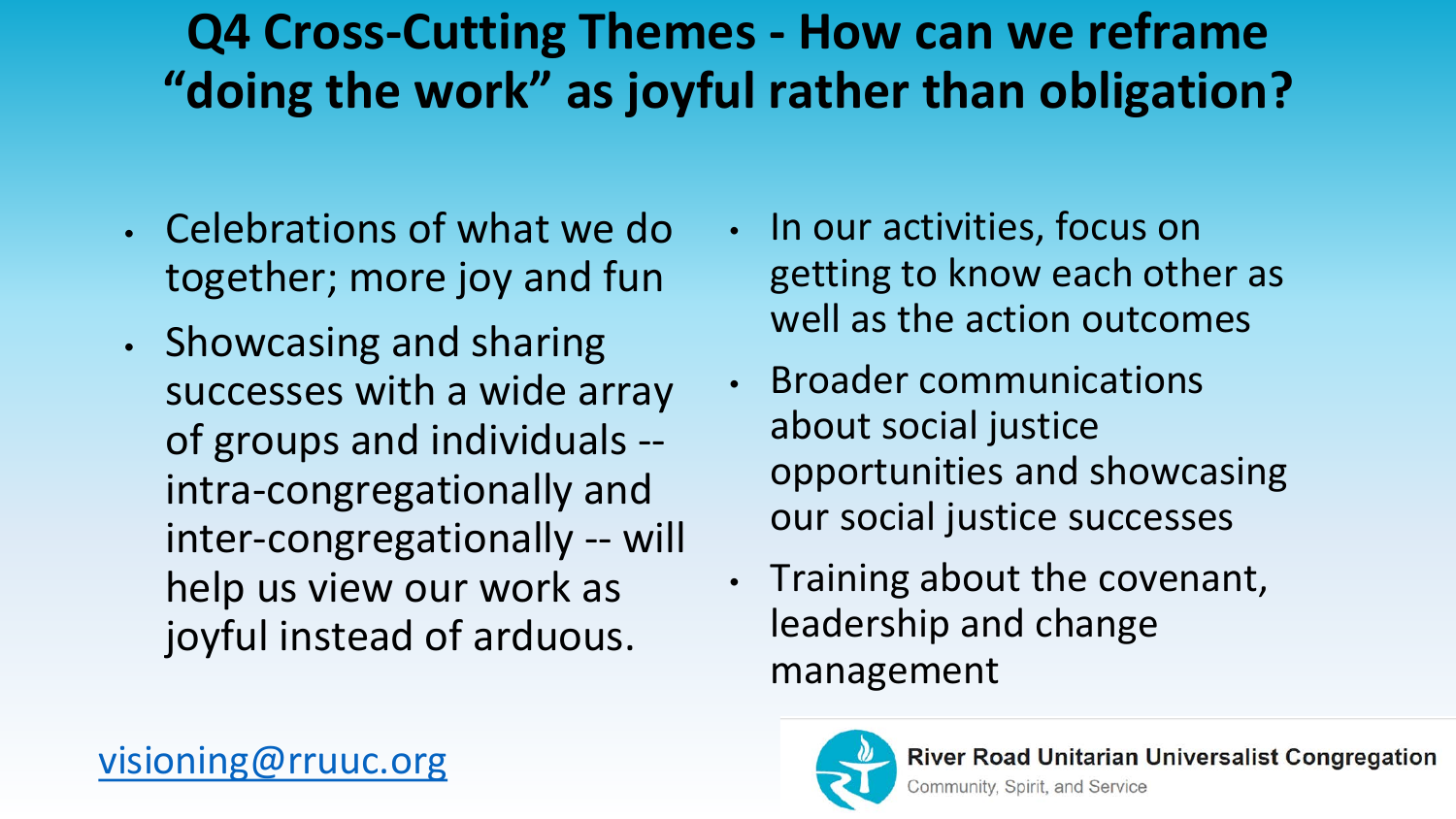# Q4 Cross-Cutting Themes - How can we reframe "doing the work" as joyful rather than obligation?

- Celebrations of what we do together; more joy and fun
- Showcasing and sharing successes with a wide array of groups and individuals -- intra-congregationally and inter-congregationally -- will help us view our work as joyful instead of arduous.
- In our activities, focus on getting to know each other as well as the action outcomes
- Broader communications about social justice opportunities and showcasing our social justice successes
- Training about the covenant, leadership and change management

visioning@rruuc.org

River Road Unitarian Universalist Congregation
Community, Spirit, and Service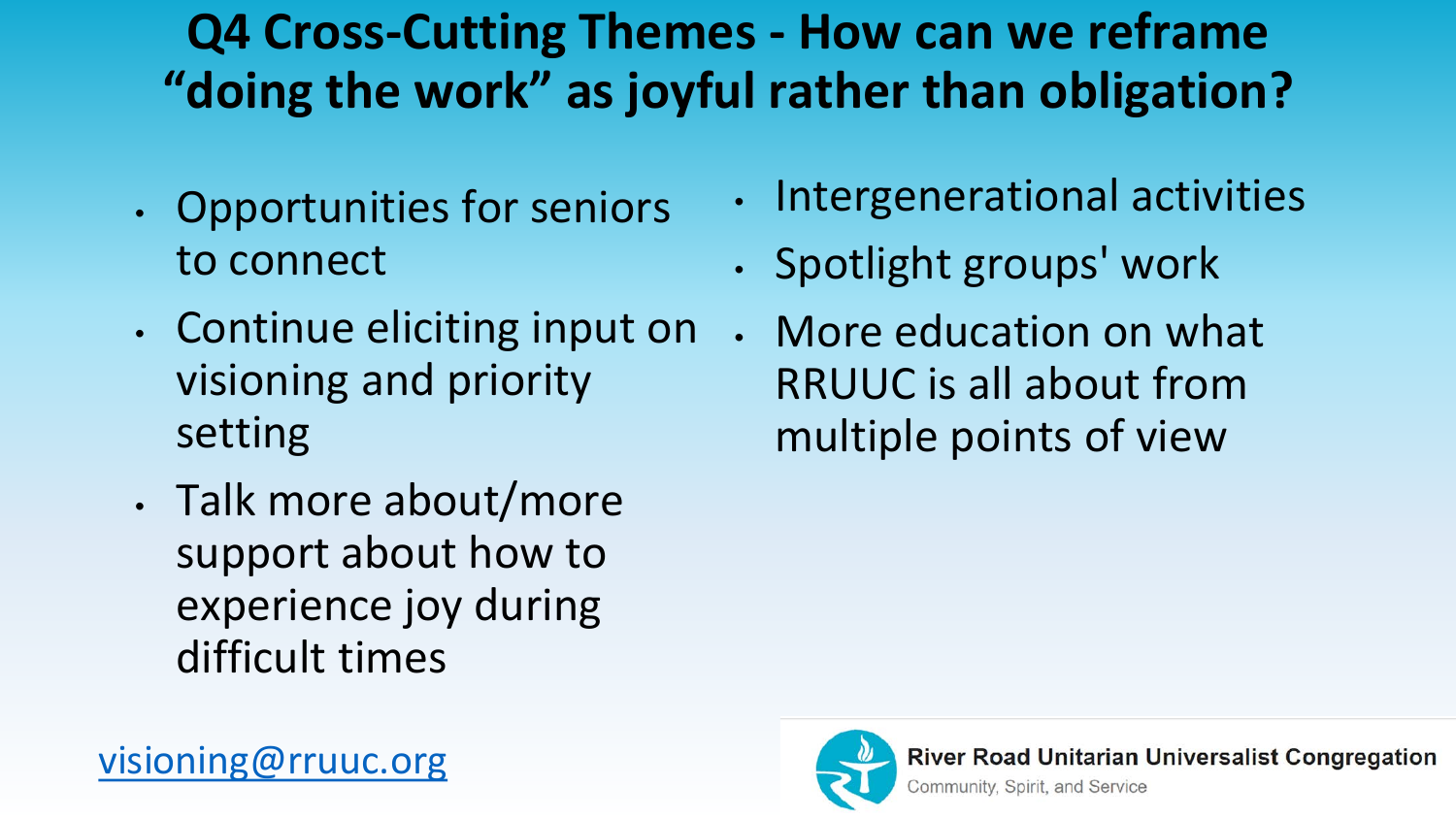# Q4 Cross-Cutting Themes - How can we reframe "doing the work" as joyful rather than obligation?

- Opportunities for seniors to connect
- Continue eliciting input on visioning and priority setting
- Talk more about/more support about how to experience joy during difficult times
- Intergenerational activities
- Spotlight groups' work
- More education on what RRUUC is all about from multiple points of view

visioning@rruuc.org

**River Road Unitarian Universalist Congregation**
Community, Spirit, and Service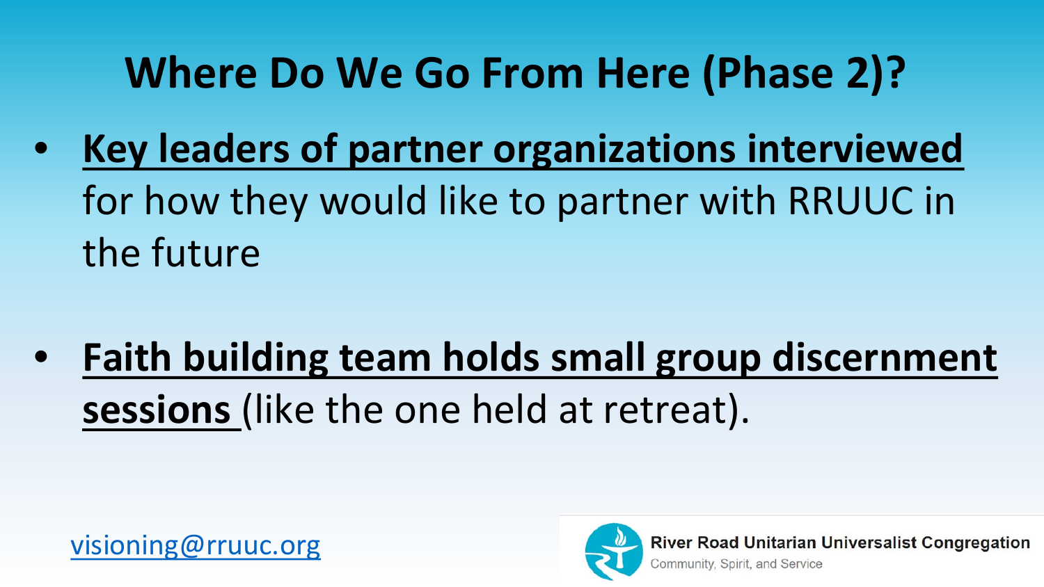# Where Do We Go From Here (Phase 2)?

- **Key leaders of partner organizations interviewed** for how they would like to partner with RRUUC in the future

- **Faith building team holds small group discernment sessions** (like the one held at retreat).

visioning@rruuc.org

River Road Unitarian Universalist Congregation
Community, Spirit, and Service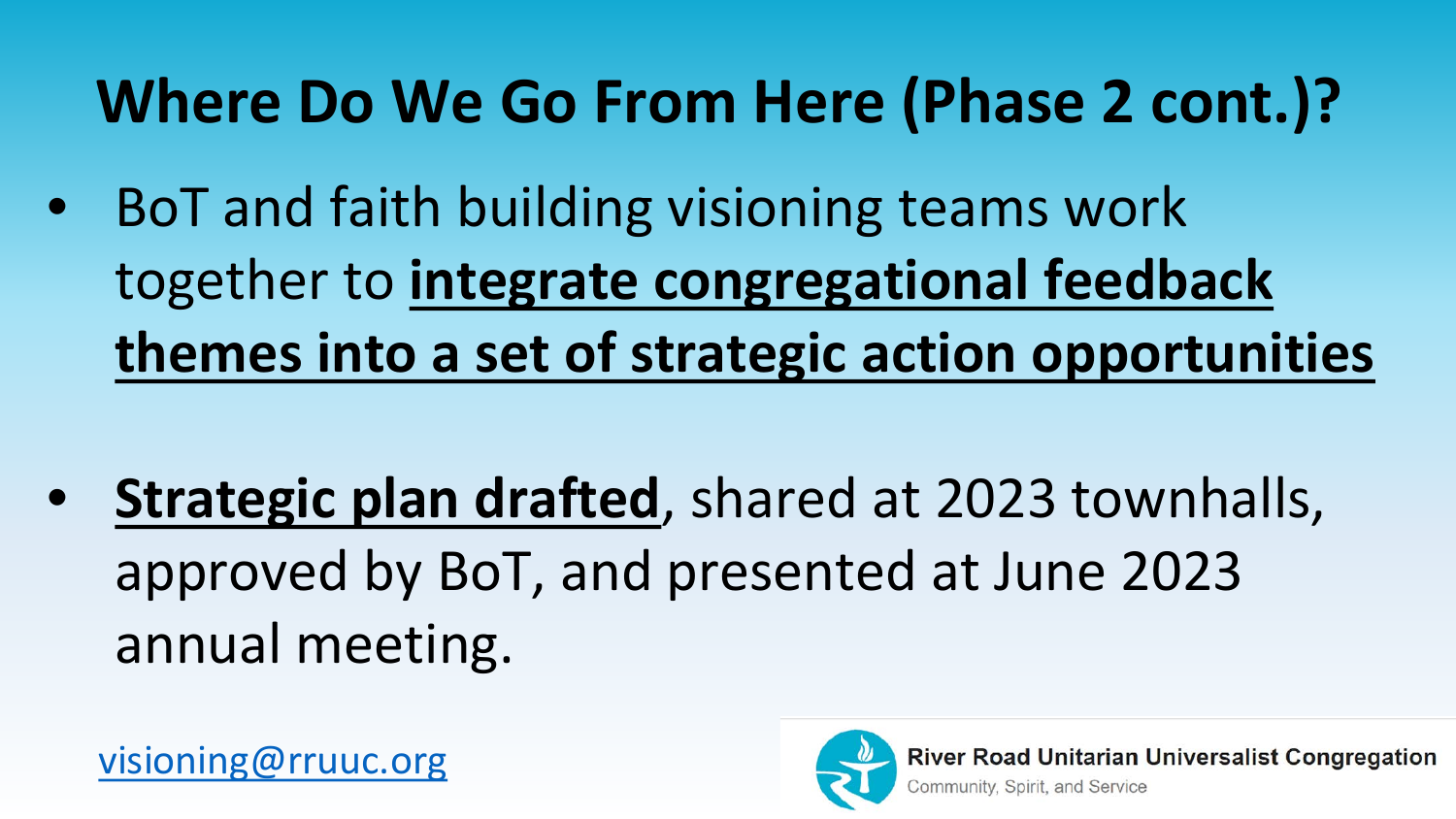# Where Do We Go From Here (Phase 2 cont.)?

- BoT and faith building visioning teams work together to **integrate congregational feedback themes into a set of strategic action opportunities**

- **Strategic plan drafted**, shared at 2023 townhalls, approved by BoT, and presented at June 2023 annual meeting.

visioning@rruuc.org

River Road Unitarian Universalist Congregation
Community, Spirit, and Service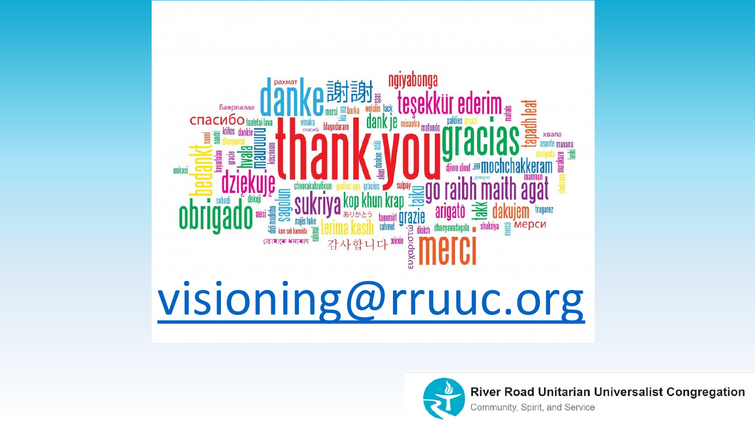thank you · danke · 謝謝 · ngiyabonga · teşekkür ederim · gracias · merci · obrigado · dziękuję · sukriya · kop khun krap · go raibh maith agat · arigatō · dakujem · grazie · terima kasih · 감사합니다 · спасибо · mochchakkeram · bedankt · dank je · takk · мерси · ευχαριστώ

[visioning@rruuc.org](mailto:visioning@rruuc.org)

River Road Unitarian Universalist Congregation
Community, Spirit, and Service